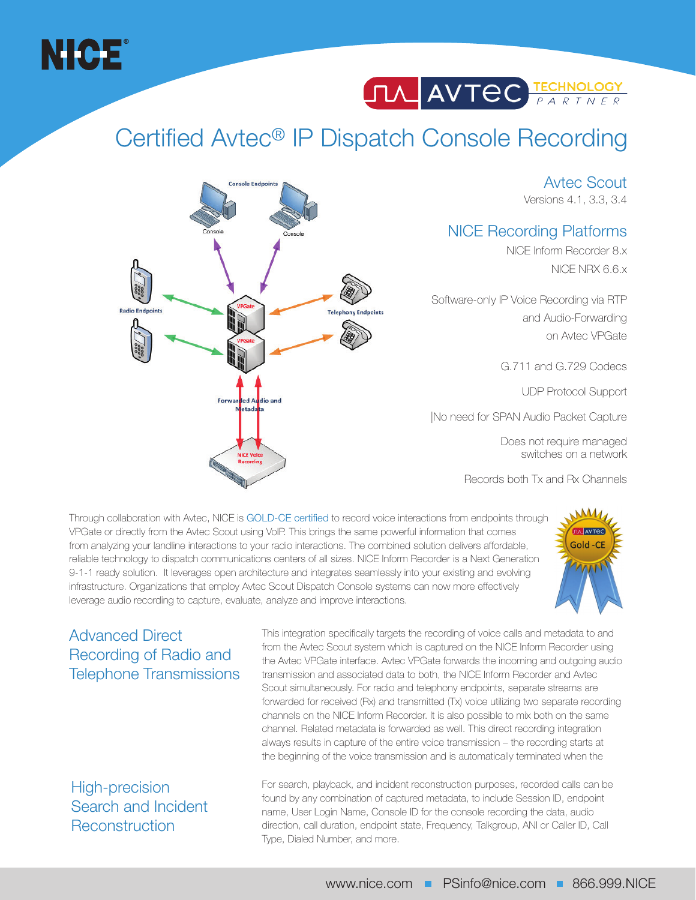# Certified Avtec® IP Dispatch Console Recording

## Avtec Scout

Versions 4.1, 3.3, 3.4

## NICE Recording Platforms

NICE Inform Recorder 8.x

NICE NRX 6.6.x

Software-only IP Voice Recording via RTP and Audio-Forwarding on Avtec VPGate

G.711 and G.729 Codecs

UDP Protocol Support

|No need for SPAN Audio Packet Capture

Does not require managed switches on a network

Records both Tx and Rx Channels

Through collaboration with Avtec, NICE is GOLD-CE certified to record voice interactions from endpoints through VPGate or directly from the Avtec Scout using VoIP. This brings the same powerful information that comes from analyzing your landline interactions to your radio interactions. The combined solution delivers affordable, reliable technology to dispatch communications centers of all sizes. NICE Inform Recorder is a Next Generation 9-1-1 ready solution. It leverages open architecture and integrates seamlessly into your existing and evolving infrastructure. Organizations that employ Avtec Scout Dispatch Console systems can now more effectively leverage audio recording to capture, evaluate, analyze and improve interactions.

## Advanced Direct Recording of Radio and Telephone Transmissions

This integration specifically targets the recording of voice calls and metadata to and from the Avtec Scout system which is captured on the NICE Inform Recorder using the Avtec VPGate interface. Avtec VPGate forwards the incoming and outgoing audio transmission and associated data to both, the NICE Inform Recorder and Avtec Scout simultaneously. For radio and telephony endpoints, separate streams are forwarded for received (Rx) and transmitted (Tx) voice utilizing two separate recording channels on the NICE Inform Recorder. It is also possible to mix both on the same channel. Related metadata is forwarded as well. This direct recording integration always results in capture of the entire voice transmission – the recording starts at the beginning of the voice transmission and is automatically terminated when the

## High-precision Search and Incident Reconstruction

For search, playback, and incident reconstruction purposes, recorded calls can be found by any combination of captured metadata, to include Session ID, endpoint name, User Login Name, Console ID for the console recording the data, audio direction, call duration, endpoint state, Frequency, Talkgroup, ANI or Caller ID, Call Type, Dialed Number, and more.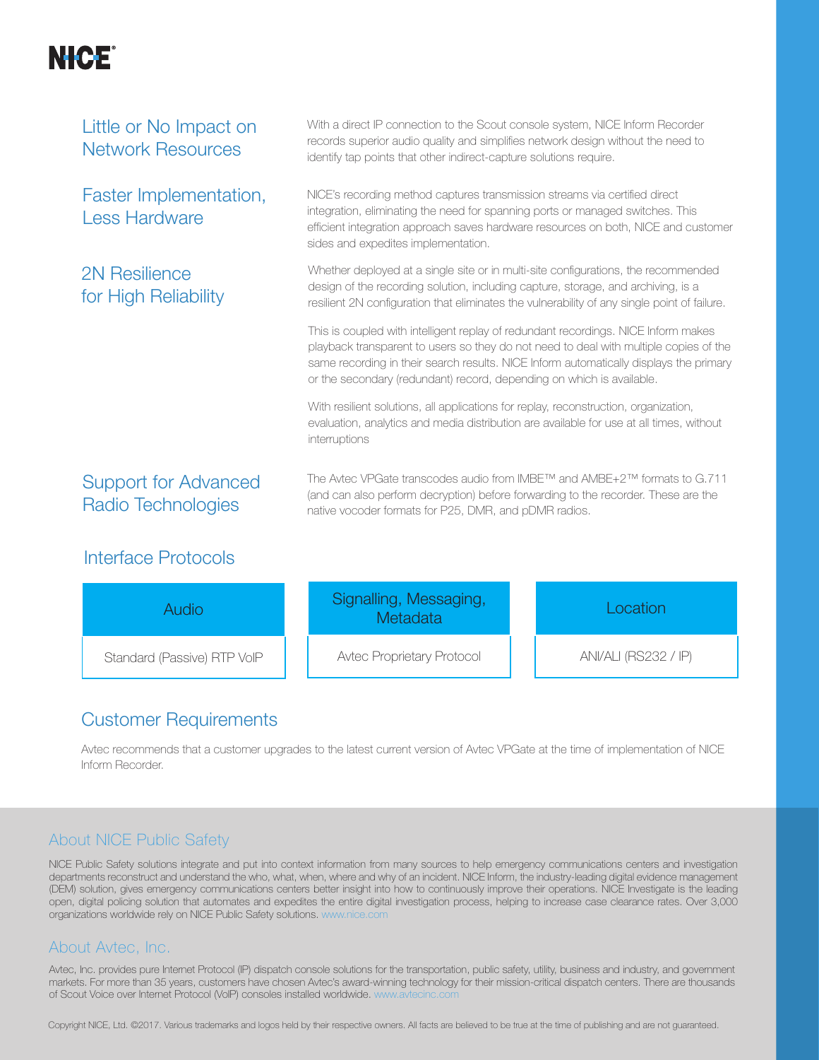## Little or No Impact on Network Resources

With a direct IP connection to the Scout console system, NICE Inform Recorder records superior audio quality and simplifies network design without the need to identify tap points that other indirect-capture solutions require.

## Faster Implementation, Less Hardware

NICE's recording method captures transmission streams via certified direct integration, eliminating the need for spanning ports or managed switches. This efficient integration approach saves hardware resources on both, NICE and customer sides and expedites implementation.

## 2N Resilience for High Reliability

Whether deployed at a single site or in multi-site configurations, the recommended design of the recording solution, including capture, storage, and archiving, is a resilient 2N configuration that eliminates the vulnerability of any single point of failure.

This is coupled with intelligent replay of redundant recordings. NICE Inform makes playback transparent to users so they do not need to deal with multiple copies of the same recording in their search results. NICE Inform automatically displays the primary or the secondary (redundant) record, depending on which is available.

With resilient solutions, all applications for replay, reconstruction, organization, evaluation, analytics and media distribution are available for use at all times, without interruptions

## Support for Advanced Radio Technologies

The Avtec VPGate transcodes audio from IMBE™ and AMBE+2™ formats to G.711 (and can also perform decryption) before forwarding to the recorder. These are the native vocoder formats for P25, DMR, and pDMR radios.

## Interface Protocols

| Audio | Signalling, Messaging, Metadata | Location |
| --- | --- | --- |
| Standard (Passive) RTP VoIP | Avtec Proprietary Protocol | ANI/ALI (RS232 / IP) |

## Customer Requirements

Avtec recommends that a customer upgrades to the latest current version of Avtec VPGate at the time of implementation of NICE Inform Recorder.

## About NICE Public Safety

NICE Public Safety solutions integrate and put into context information from many sources to help emergency communications centers and investigation departments reconstruct and understand the who, what, when, where and why of an incident. NICE Inform, the industry-leading digital evidence management (DEM) solution, gives emergency communications centers better insight into how to continuously improve their operations. NICE Investigate is the leading open, digital policing solution that automates and expedites the entire digital investigation process, helping to increase case clearance rates. Over 3,000 organizations worldwide rely on NICE Public Safety solutions. www.nice.com

## About Avtec, Inc.

Avtec, Inc. provides pure Internet Protocol (IP) dispatch console solutions for the transportation, public safety, utility, business and industry, and government markets. For more than 35 years, customers have chosen Avtec's award-winning technology for their mission-critical dispatch centers. There are thousands of Scout Voice over Internet Protocol (VoIP) consoles installed worldwide. www.avtecinc.com

Copyright NICE, Ltd. ©2017. Various trademarks and logos held by their respective owners. All facts are believed to be true at the time of publishing and are not guaranteed.